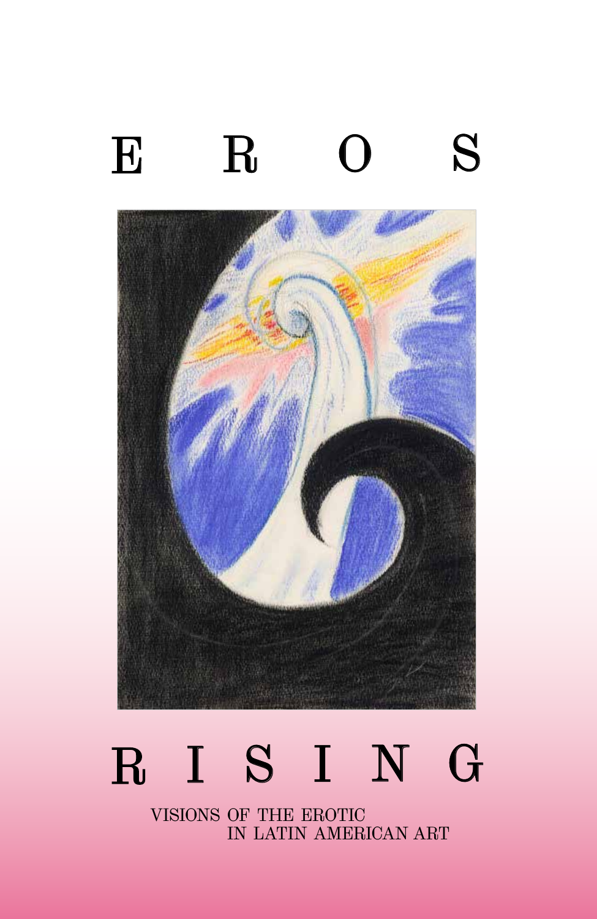# EROS RISING

VISIONS OF THE EROTIC IN LATIN AMERICAN ART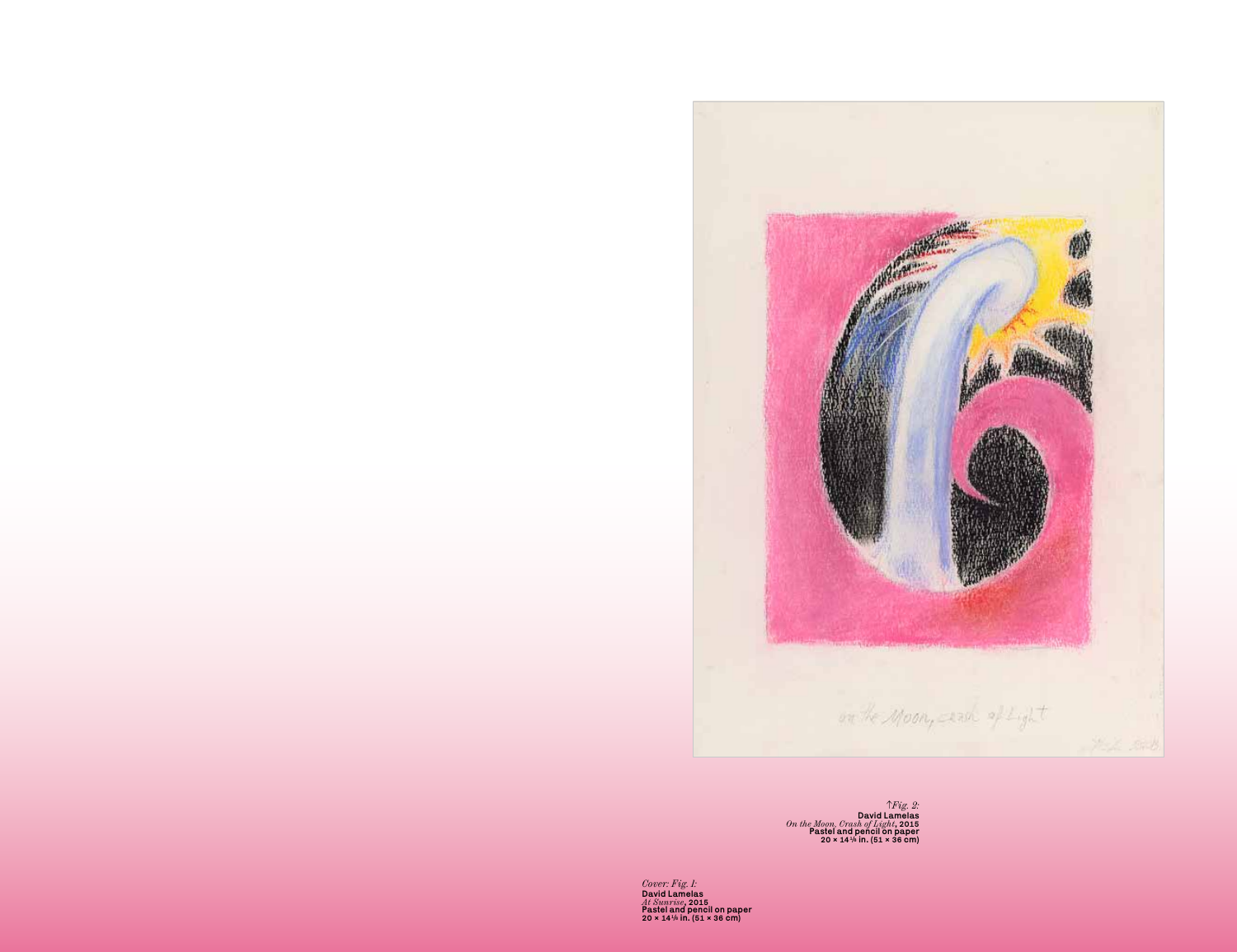↑*Fig. 2:*
**David Lamelas**
*On the Moon, Crash of Light*, **2015**
**Pastel and pencil on paper**
**20 × 14⅛ in. (51 × 36 cm)**

*Cover: Fig. 1:*
**David Lamelas**
*At Sunrise*, **2015**
**Pastel and pencil on paper**
**20 × 14⅛ in. (51 × 36 cm)**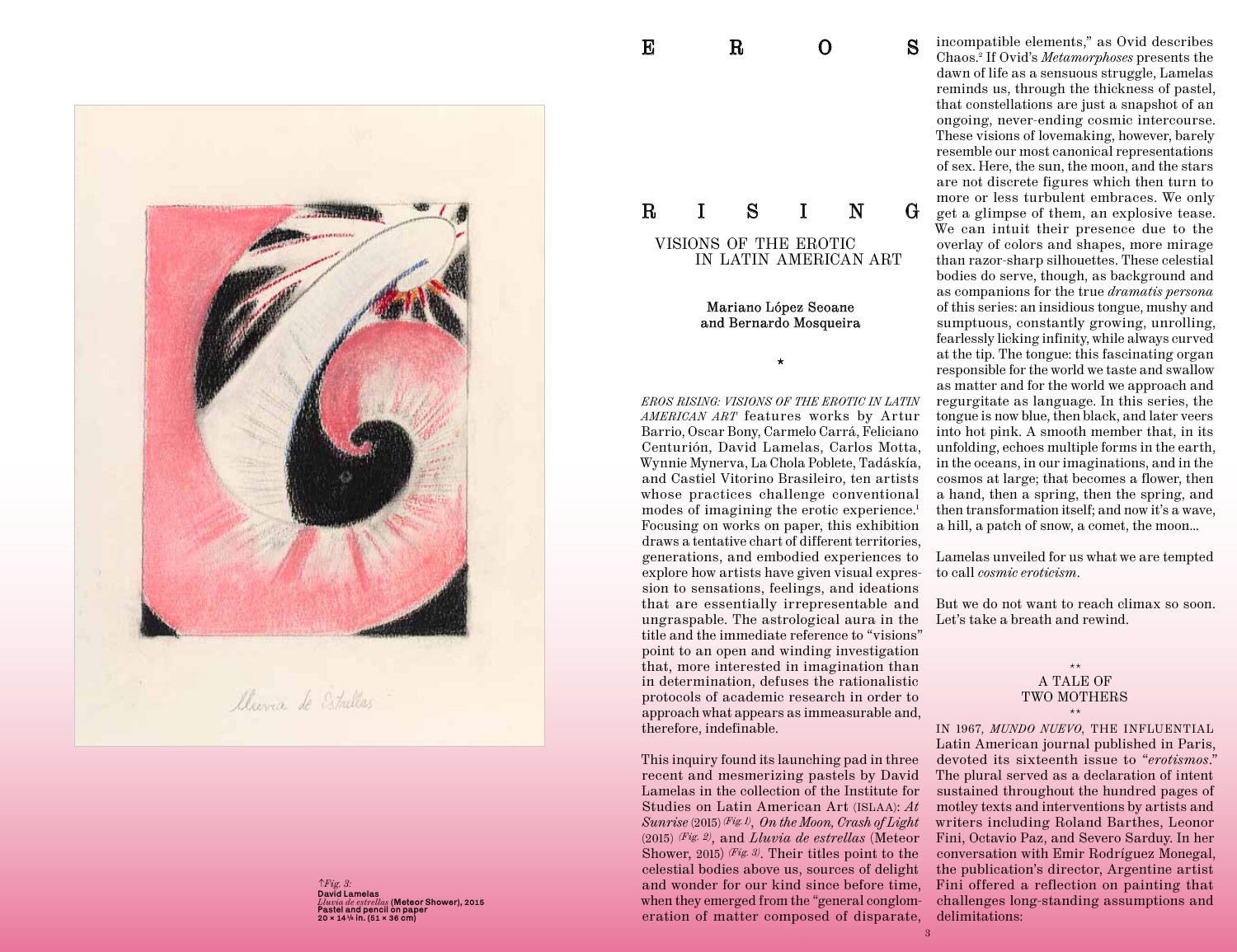↑*Fig. 3:*
**David Lamelas**
*Lluvia de estrellas* **(Meteor Shower), 2015**
**Pastel and pencil on paper**
**20 × 14⅛ in. (51 × 36 cm)**

# EROS RISING

## VISIONS OF THE EROTIC IN LATIN AMERICAN ART

**Mariano López Seoane and Bernardo Mosqueira**

\*

*EROS RISING: VISIONS OF THE EROTIC IN LATIN AMERICAN ART* features works by Artur Barrio, Oscar Bony, Carmelo Carrá, Feliciano Centurión, David Lamelas, Carlos Motta, Wynnie Mynerva, La Chola Poblete, Tadáskía, and Castiel Vitorino Brasileiro, ten artists whose practices challenge conventional modes of imagining the erotic experience.[1] Focusing on works on paper, this exhibition draws a tentative chart of different territories, generations, and embodied experiences to explore how artists have given visual expression to sensations, feelings, and ideations that are essentially irrepresentable and ungraspable. The astrological aura in the title and the immediate reference to "visions" point to an open and winding investigation that, more interested in imagination than in determination, defuses the rationalistic protocols of academic research in order to approach what appears as immeasurable and, therefore, indefinable.

This inquiry found its launching pad in three recent and mesmerizing pastels by David Lamelas in the collection of the Institute for Studies on Latin American Art (ISLAA): *At Sunrise* (2015) *(Fig. 1)*, *On the Moon, Crash of Light* (2015) *(Fig. 2)*, and *Lluvia de estrellas* (Meteor Shower, 2015) *(Fig. 3)*. Their titles point to the celestial bodies above us, sources of delight and wonder for our kind since before time, when they emerged from the "general conglomeration of matter composed of disparate, incompatible elements," as Ovid describes Chaos.[2] If Ovid's *Metamorphoses* presents the dawn of life as a sensuous struggle, Lamelas reminds us, through the thickness of pastel, that constellations are just a snapshot of an ongoing, never-ending cosmic intercourse. These visions of lovemaking, however, barely resemble our most canonical representations of sex. Here, the sun, the moon, and the stars are not discrete figures which then turn to more or less turbulent embraces. We only get a glimpse of them, an explosive tease. We can intuit their presence due to the overlay of colors and shapes, more mirage than razor-sharp silhouettes. These celestial bodies do serve, though, as background and as companions for the true *dramatis persona* of this series: an insidious tongue, mushy and sumptuous, constantly growing, unrolling, fearlessly licking infinity, while always curved at the tip. The tongue: this fascinating organ responsible for the world we taste and swallow as matter and for the world we approach and regurgitate as language. In this series, the tongue is now blue, then black, and later veers into hot pink. A smooth member that, in its unfolding, echoes multiple forms in the earth, in the oceans, in our imaginations, and in the cosmos at large; that becomes a flower, then a hand, then a spring, then the spring, and then transformation itself; and now it's a wave, a hill, a patch of snow, a comet, the moon…

Lamelas unveiled for us what we are tempted to call *cosmic eroticism*.

But we do not want to reach climax so soon. Let's take a breath and rewind.

\*\*

### A TALE OF TWO MOTHERS

\*\*

IN 1967, *MUNDO NUEVO*, THE INFLUENTIAL Latin American journal published in Paris, devoted its sixteenth issue to "*erotismos*." The plural served as a declaration of intent sustained throughout the hundred pages of motley texts and interventions by artists and writers including Roland Barthes, Leonor Fini, Octavio Paz, and Severo Sarduy. In her conversation with Emir Rodríguez Monegal, the publication's director, Argentine artist Fini offered a reflection on painting that challenges long-standing assumptions and delimitations: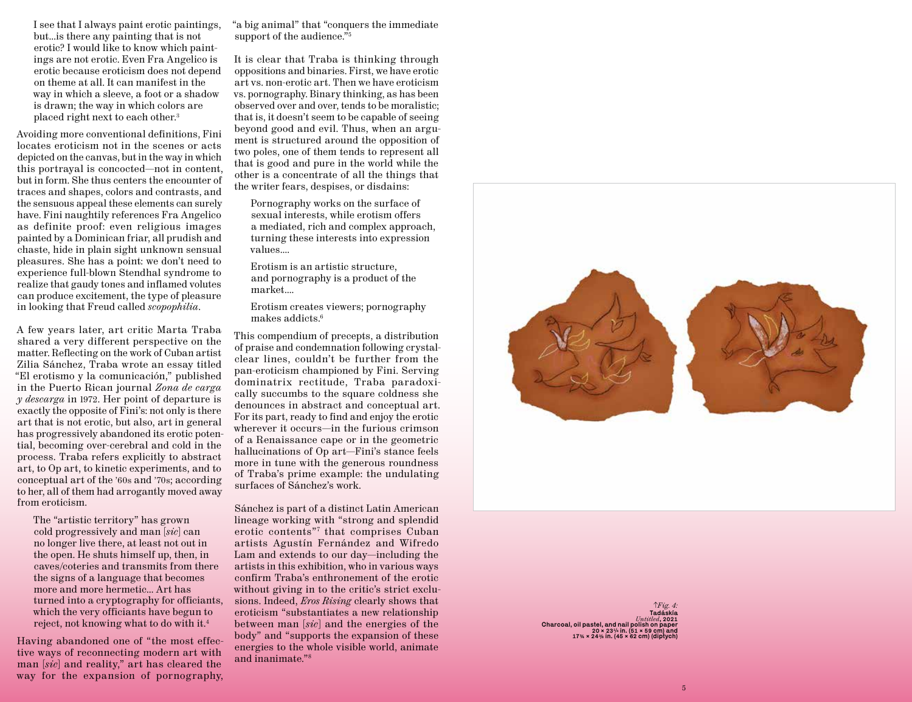> I see that I always paint erotic paintings, but…is there any painting that is not erotic? I would like to know which paintings are not erotic. Even Fra Angelico is erotic because eroticism does not depend on theme at all. It can manifest in the way in which a sleeve, a foot or a shadow is drawn; the way in which colors are placed right next to each other.[3]

Avoiding more conventional definitions, Fini locates eroticism not in the scenes or acts depicted on the canvas, but in the way in which this portrayal is concocted—not in content, but in form. She thus centers the encounter of traces and shapes, colors and contrasts, and the sensuous appeal these elements can surely have. Fini naughtily references Fra Angelico as definite proof: even religious images painted by a Dominican friar, all prudish and chaste, hide in plain sight unknown sensual pleasures. She has a point: we don't need to experience full-blown Stendhal syndrome to realize that gaudy tones and inflamed volutes can produce excitement, the type of pleasure in looking that Freud called *scopophilia*.

A few years later, art critic Marta Traba shared a very different perspective on the matter. Reflecting on the work of Cuban artist Zilia Sánchez, Traba wrote an essay titled "El erotismo y la comunicación," published in the Puerto Rican journal *Zona de carga y descarga* in 1972. Her point of departure is exactly the opposite of Fini's: not only is there art that is not erotic, but also, art in general has progressively abandoned its erotic potential, becoming over-cerebral and cold in the process. Traba refers explicitly to abstract art, to Op art, to kinetic experiments, and to conceptual art of the '60s and '70s; according to her, all of them had arrogantly moved away from eroticism.

> The "artistic territory" has grown cold progressively and man [*sic*] can no longer live there, at least not out in the open. He shuts himself up, then, in caves/coteries and transmits from there the signs of a language that becomes more and more hermetic… Art has turned into a cryptography for officiants, which the very officiants have begun to reject, not knowing what to do with it.[4]

Having abandoned one of "the most effective ways of reconnecting modern art with man [*sic*] and reality," art has cleared the way for the expansion of pornography, "a big animal" that "conquers the immediate support of the audience."[5]

It is clear that Traba is thinking through oppositions and binaries. First, we have erotic art vs. non-erotic art. Then we have eroticism vs. pornography. Binary thinking, as has been observed over and over, tends to be moralistic; that is, it doesn't seem to be capable of seeing beyond good and evil. Thus, when an argument is structured around the opposition of two poles, one of them tends to represent all that is good and pure in the world while the other is a concentrate of all the things that the writer fears, despises, or disdains:

> Pornography works on the surface of sexual interests, while erotism offers a mediated, rich and complex approach, turning these interests into expression values.…
>
> Erotism is an artistic structure, and pornography is a product of the market.…
>
> Erotism creates viewers; pornography makes addicts.[6]

This compendium of precepts, a distribution of praise and condemnation following crystal-clear lines, couldn't be further from the pan-eroticism championed by Fini. Serving dominatrix rectitude, Traba paradoxically succumbs to the square coldness she denounces in abstract and conceptual art. For its part, ready to find and enjoy the erotic wherever it occurs—in the furious crimson of a Renaissance cape or in the geometric hallucinations of Op art—Fini's stance feels more in tune with the generous roundness of Traba's prime example: the undulating surfaces of Sánchez's work.

Sánchez is part of a distinct Latin American lineage working with "strong and splendid erotic contents"[7] that comprises Cuban artists Agustín Fernández and Wifredo Lam and extends to our day—including the artists in this exhibition, who in various ways confirm Traba's enthronement of the erotic without giving in to the critic's strict exclusions. Indeed, *Eros Rising* clearly shows that eroticism "substantiates a new relationship between man [*sic*] and the energies of the body" and "supports the expansion of these energies to the whole visible world, animate and inanimate."[8]

↑*Fig. 4:*
**Tadáskía**
*Untitled*, **2021**
**Charcoal, oil pastel, and nail polish on paper**
**20 × 23¼ in. (51 × 59 cm) and 17¾ × 24⅜ in. (45 × 62 cm) (diptych)**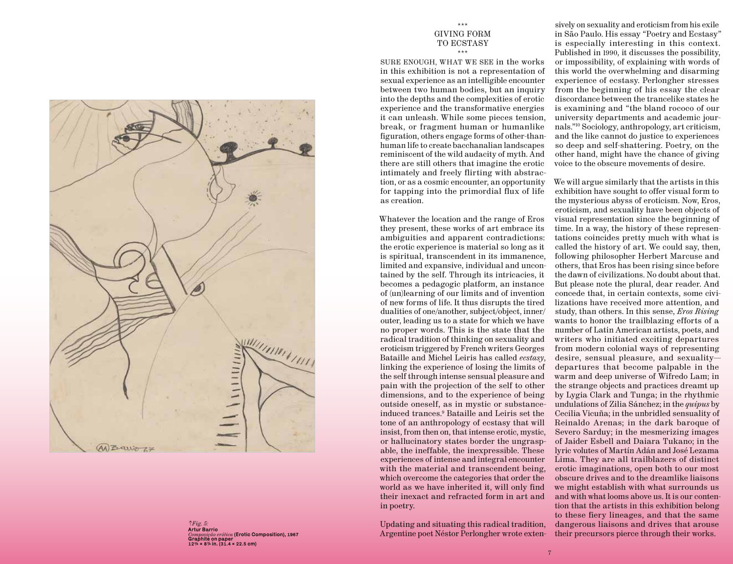\*\*\*

## GIVING FORM TO ECSTASY

\*\*\*

SURE ENOUGH, WHAT WE SEE in the works in this exhibition is not a representation of sexual experience as an intelligible encounter between two human bodies, but an inquiry into the depths and the complexities of erotic experience and the transformative energies it can unleash. While some pieces tension, break, or fragment human or humanlike figuration, others engage forms of other-than-human life to create bacchanalian landscapes reminiscent of the wild audacity of myth. And there are still others that imagine the erotic intimately and freely flirting with abstraction, or as a cosmic encounter, an opportunity for tapping into the primordial flux of life as creation.

Whatever the location and the range of Eros they present, these works of art embrace its ambiguities and apparent contradictions: the erotic experience is material so long as it is spiritual, transcendent in its immanence, limited and expansive, individual and uncontained by the self. Through its intricacies, it becomes a pedagogic platform, an instance of (un)learning of our limits and of invention of new forms of life. It thus disrupts the tired dualities of one/another, subject/object, inner/outer, leading us to a state for which we have no proper words. This is the state that the radical tradition of thinking on sexuality and eroticism triggered by French writers Georges Bataille and Michel Leiris has called *ecstasy*, linking the experience of losing the limits of the self through intense sensual pleasure and pain with the projection of the self to other dimensions, and to the experience of being outside oneself, as in mystic or substance-induced trances.[9] Bataille and Leiris set the tone of an anthropology of ecstasy that will insist, from then on, that intense erotic, mystic, or hallucinatory states border the ungraspable, the ineffable, the inexpressible. These experiences of intense and integral encounter with the material and transcendent being, which overcome the categories that order the world as we have inherited it, will only find their inexact and refracted form in art and in poetry.

Updating and situating this radical tradition, Argentine poet Néstor Perlongher wrote extensively on sexuality and eroticism from his exile in São Paulo. His essay "Poetry and Ecstasy" is especially interesting in this context. Published in 1990, it discusses the possibility, or impossibility, of explaining with words of this world the overwhelming and disarming experience of ecstasy. Perlongher stresses from the beginning of his essay the clear discordance between the trancelike states he is examining and "the bland rococo of our university departments and academic journals."[10] Sociology, anthropology, art criticism, and the like cannot do justice to experiences so deep and self-shattering. Poetry, on the other hand, might have the chance of giving voice to the obscure movements of desire.

We will argue similarly that the artists in this exhibition have sought to offer visual form to the mysterious abyss of eroticism. Now, Eros, eroticism, and sexuality have been objects of visual representation since the beginning of time. In a way, the history of these representations coincides pretty much with what is called the history of art. We could say, then, following philosopher Herbert Marcuse and others, that Eros has been rising since before the dawn of civilizations. No doubt about that. But please note the plural, dear reader. And concede that, in certain contexts, some civilizations have received more attention, and study, than others. In this sense, *Eros Rising* wants to honor the trailblazing efforts of a number of Latin American artists, poets, and writers who initiated exciting departures from modern colonial ways of representing desire, sensual pleasure, and sexuality—departures that become palpable in the warm and deep universe of Wifredo Lam; in the strange objects and practices dreamt up by Lygia Clark and Tunga; in the rhythmic undulations of Zilia Sánchez; in the *quipus* by Cecilia Vicuña; in the unbridled sensuality of Reinaldo Arenas; in the dark baroque of Severo Sarduy; in the mesmerizing images of Jaider Esbell and Daiara Tukano; in the lyric volutes of Martín Adán and José Lezama Lima. They are all trailblazers of distinct erotic imaginations, open both to our most obscure drives and to the dreamlike liaisons we might establish with what surrounds us and with what looms above us. It is our contention that the artists in this exhibition belong to these fiery lineages, and that the same dangerous liaisons and drives that arouse their precursors pierce through their works.

↑*Fig. 5:*
**Artur Barrio**
*Composição erótica* **(Erotic Composition), 1967**
**Graphite on paper**
**12⅜ × 8⅞ in. (31.4 × 22.5 cm)**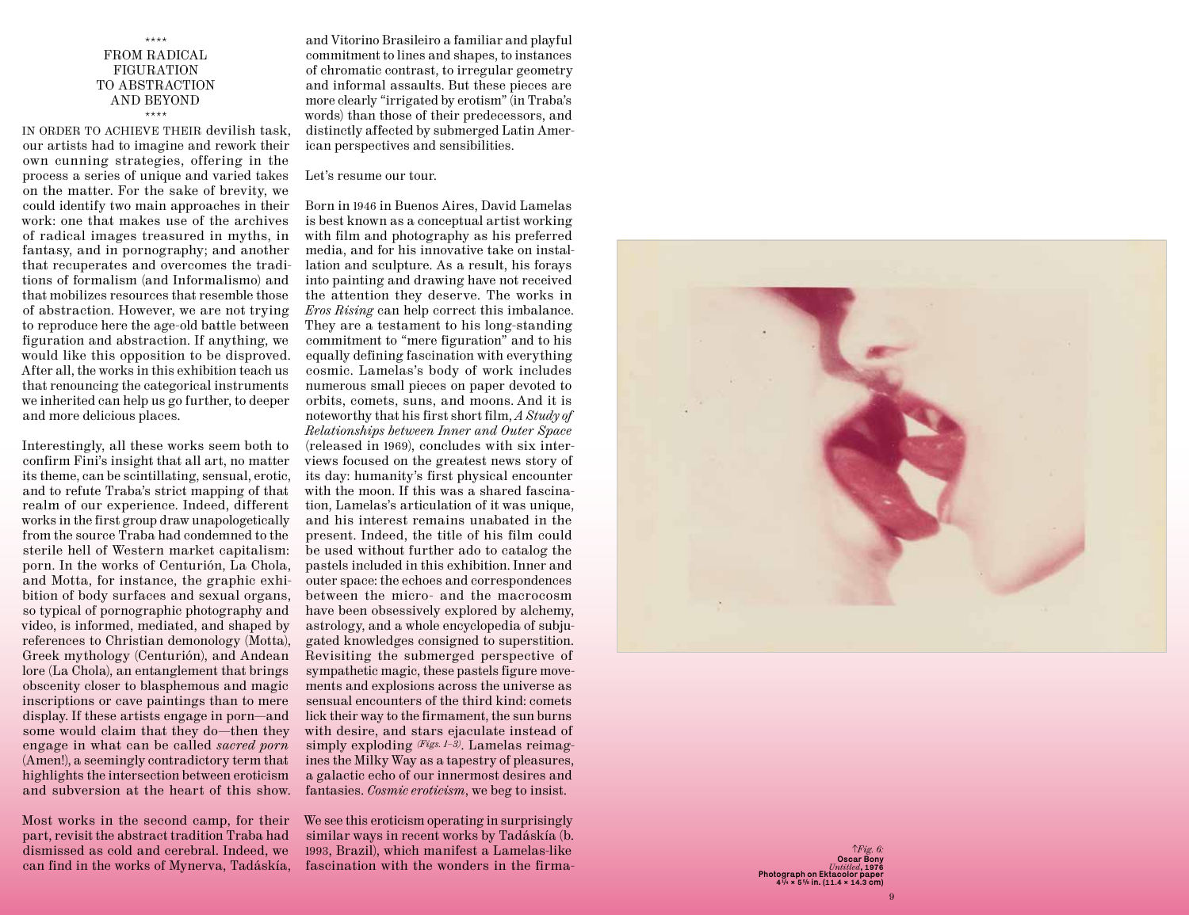\*\*\*\*

## FROM RADICAL FIGURATION TO ABSTRACTION AND BEYOND

\*\*\*\*

IN ORDER TO ACHIEVE THEIR devilish task, our artists had to imagine and rework their own cunning strategies, offering in the process a series of unique and varied takes on the matter. For the sake of brevity, we could identify two main approaches in their work: one that makes use of the archives of radical images treasured in myths, in fantasy, and in pornography; and another that recuperates and overcomes the traditions of formalism (and Informalismo) and that mobilizes resources that resemble those of abstraction. However, we are not trying to reproduce here the age-old battle between figuration and abstraction. If anything, we would like this opposition to be disproved. After all, the works in this exhibition teach us that renouncing the categorical instruments we inherited can help us go further, to deeper and more delicious places.

Interestingly, all these works seem both to confirm Fini's insight that all art, no matter its theme, can be scintillating, sensual, erotic, and to refute Traba's strict mapping of that realm of our experience. Indeed, different works in the first group draw unapologetically from the source Traba had condemned to the sterile hell of Western market capitalism: porn. In the works of Centurión, La Chola, and Motta, for instance, the graphic exhibition of body surfaces and sexual organs, so typical of pornographic photography and video, is informed, mediated, and shaped by references to Christian demonology (Motta), Greek mythology (Centurión), and Andean lore (La Chola), an entanglement that brings obscenity closer to blasphemous and magic inscriptions or cave paintings than to mere display. If these artists engage in porn—and some would claim that they do—then they engage in what can be called *sacred porn* (Amen!), a seemingly contradictory term that highlights the intersection between eroticism and subversion at the heart of this show.

Most works in the second camp, for their part, revisit the abstract tradition Traba had dismissed as cold and cerebral. Indeed, we can find in the works of Mynerva, Tadáskía, and Vitorino Brasileiro a familiar and playful commitment to lines and shapes, to instances of chromatic contrast, to irregular geometry and informal assaults. But these pieces are more clearly "irrigated by erotism" (in Traba's words) than those of their predecessors, and distinctly affected by submerged Latin American perspectives and sensibilities.

Let's resume our tour.

Born in 1946 in Buenos Aires, David Lamelas is best known as a conceptual artist working with film and photography as his preferred media, and for his innovative take on installation and sculpture. As a result, his forays into painting and drawing have not received the attention they deserve. The works in *Eros Rising* can help correct this imbalance. They are a testament to his long-standing commitment to "mere figuration" and to his equally defining fascination with everything cosmic. Lamelas's body of work includes numerous small pieces on paper devoted to orbits, comets, suns, and moons. And it is noteworthy that his first short film, *A Study of Relationships between Inner and Outer Space* (released in 1969), concludes with six interviews focused on the greatest news story of its day: humanity's first physical encounter with the moon. If this was a shared fascination, Lamelas's articulation of it was unique, and his interest remains unabated in the present. Indeed, the title of his film could be used without further ado to catalog the pastels included in this exhibition. Inner and outer space: the echoes and correspondences between the micro- and the macrocosm have been obsessively explored by alchemy, astrology, and a whole encyclopedia of subjugated knowledges consigned to superstition. Revisiting the submerged perspective of sympathetic magic, these pastels figure movements and explosions across the universe as sensual encounters of the third kind: comets lick their way to the firmament, the sun burns with desire, and stars ejaculate instead of simply exploding *(Figs. 1–3)*. Lamelas reimagines the Milky Way as a tapestry of pleasures, a galactic echo of our innermost desires and fantasies. *Cosmic eroticism*, we beg to insist.

We see this eroticism operating in surprisingly similar ways in recent works by Tadáskía (b. 1993, Brazil), which manifest a Lamelas-like fascination with the wonders in the firma-

↑*Fig. 6:*
**Oscar Bony**
*Untitled*, **1976**
**Photograph on Ektacolor paper**
**4 ½ × 5 ⅝ in. (11.4 × 14.3 cm)**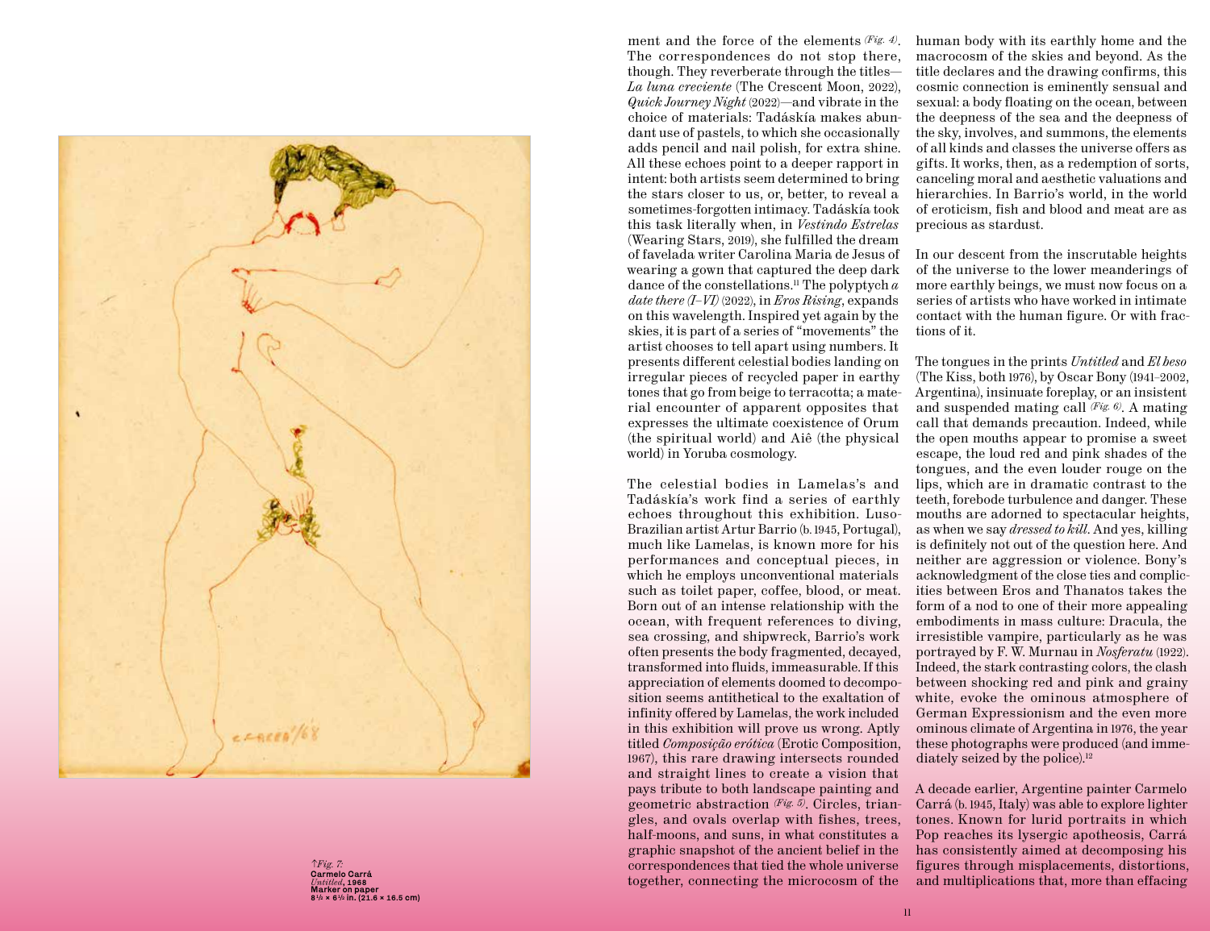↑*Fig. 7:*
**Carmelo Carrá**
*Untitled*, **1968**
**Marker on paper**
**8½ × 6½ in. (21.6 × 16.5 cm)**

ment and the force of the elements *(Fig. 4)*. The correspondences do not stop there, though. They reverberate through the titles—*La luna creciente* (The Crescent Moon, 2022), *Quick Journey Night* (2022)—and vibrate in the choice of materials: Tadáskía makes abundant use of pastels, to which she occasionally adds pencil and nail polish, for extra shine. All these echoes point to a deeper rapport in intent: both artists seem determined to bring the stars closer to us, or, better, to reveal a sometimes-forgotten intimacy. Tadáskía took this task literally when, in *Vestindo Estrelas* (Wearing Stars, 2019), she fulfilled the dream of favelada writer Carolina Maria de Jesus of wearing a gown that captured the deep dark dance of the constellations.[11] The polyptych *a date there (I–VI)* (2022), in *Eros Rising*, expands on this wavelength. Inspired yet again by the skies, it is part of a series of "movements" the artist chooses to tell apart using numbers. It presents different celestial bodies landing on irregular pieces of recycled paper in earthy tones that go from beige to terracotta; a material encounter of apparent opposites that expresses the ultimate coexistence of Orum (the spiritual world) and Aiê (the physical world) in Yoruba cosmology.

The celestial bodies in Lamelas's and Tadáskía's work find a series of earthly echoes throughout this exhibition. Luso-Brazilian artist Artur Barrio (b. 1945, Portugal), much like Lamelas, is known more for his performances and conceptual pieces, in which he employs unconventional materials such as toilet paper, coffee, blood, or meat. Born out of an intense relationship with the ocean, with frequent references to diving, sea crossing, and shipwreck, Barrio's work often presents the body fragmented, decayed, transformed into fluids, immeasurable. If this appreciation of elements doomed to decomposition seems antithetical to the exaltation of infinity offered by Lamelas, the work included in this exhibition will prove us wrong. Aptly titled *Composição erótica* (Erotic Composition, 1967), this rare drawing intersects rounded and straight lines to create a vision that pays tribute to both landscape painting and geometric abstraction *(Fig. 5)*. Circles, triangles, and ovals overlap with fishes, trees, half-moons, and suns, in what constitutes a graphic snapshot of the ancient belief in the correspondences that tied the whole universe together, connecting the microcosm of the human body with its earthly home and the macrocosm of the skies and beyond. As the title declares and the drawing confirms, this cosmic connection is eminently sensual and sexual: a body floating on the ocean, between the deepness of the sea and the deepness of the sky, involves, and summons, the elements of all kinds and classes the universe offers as gifts. It works, then, as a redemption of sorts, canceling moral and aesthetic valuations and hierarchies. In Barrio's world, in the world of eroticism, fish and blood and meat are as precious as stardust.

In our descent from the inscrutable heights of the universe to the lower meanderings of more earthly beings, we must now focus on a series of artists who have worked in intimate contact with the human figure. Or with fractions of it.

The tongues in the prints *Untitled* and *El beso* (The Kiss, both 1976), by Oscar Bony (1941–2002, Argentina), insinuate foreplay, or an insistent and suspended mating call *(Fig. 6)*. A mating call that demands precaution. Indeed, while the open mouths appear to promise a sweet escape, the loud red and pink shades of the tongues, and the even louder rouge on the lips, which are in dramatic contrast to the teeth, forebode turbulence and danger. These mouths are adorned to spectacular heights, as when we say *dressed to kill*. And yes, killing is definitely not out of the question here. And neither are aggression or violence. Bony's acknowledgment of the close ties and complicities between Eros and Thanatos takes the form of a nod to one of their more appealing embodiments in mass culture: Dracula, the irresistible vampire, particularly as he was portrayed by F. W. Murnau in *Nosferatu* (1922). Indeed, the stark contrasting colors, the clash between shocking red and pink and grainy white, evoke the ominous atmosphere of German Expressionism and the even more ominous climate of Argentina in 1976, the year these photographs were produced (and immediately seized by the police).[12]

A decade earlier, Argentine painter Carmelo Carrá (b. 1945, Italy) was able to explore lighter tones. Known for lurid portraits in which Pop reaches its lysergic apotheosis, Carrá has consistently aimed at decomposing his figures through misplacements, distortions, and multiplications that, more than effacing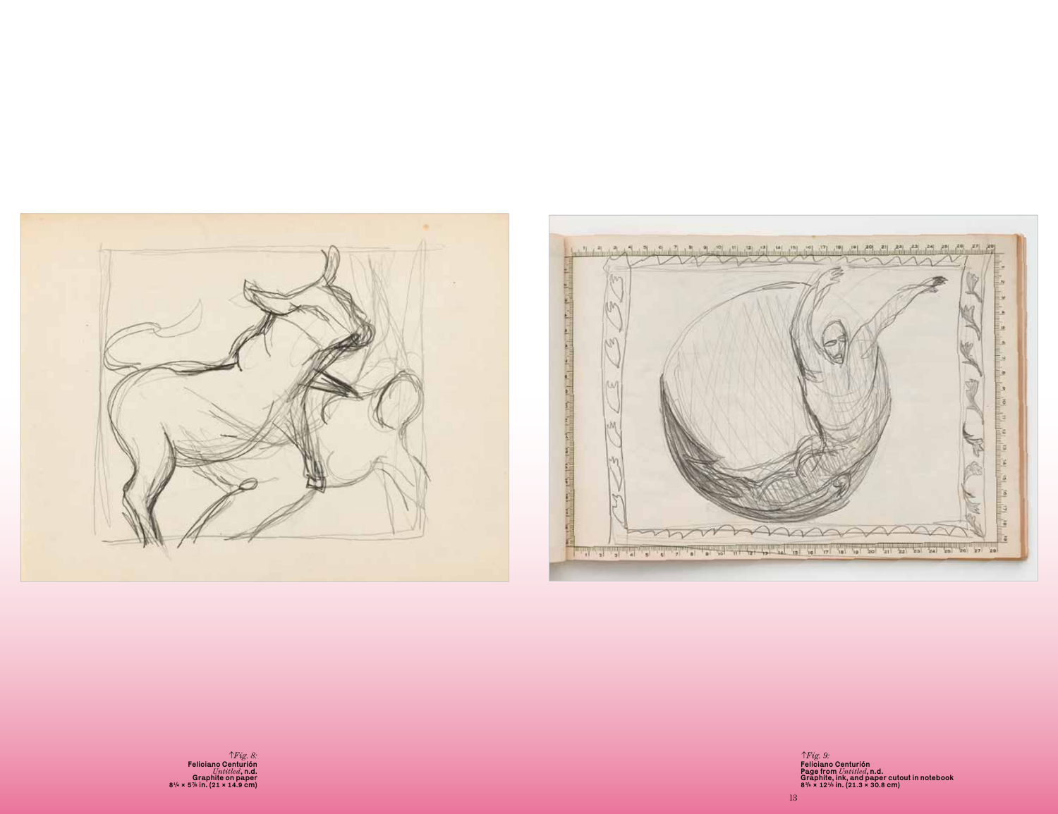↑*Fig. 8:*
**Feliciano Centurión**
***Untitled*, n.d.**
**Graphite on paper**
**8¼ × 5⅞ in. (21 × 14.9 cm)**

↑*Fig. 9:*
**Feliciano Centurión**
**Page from *Untitled*, n.d.**
**Graphite, ink, and paper cutout in notebook**
**8⅜ × 12⅛ in. (21.3 × 30.8 cm)**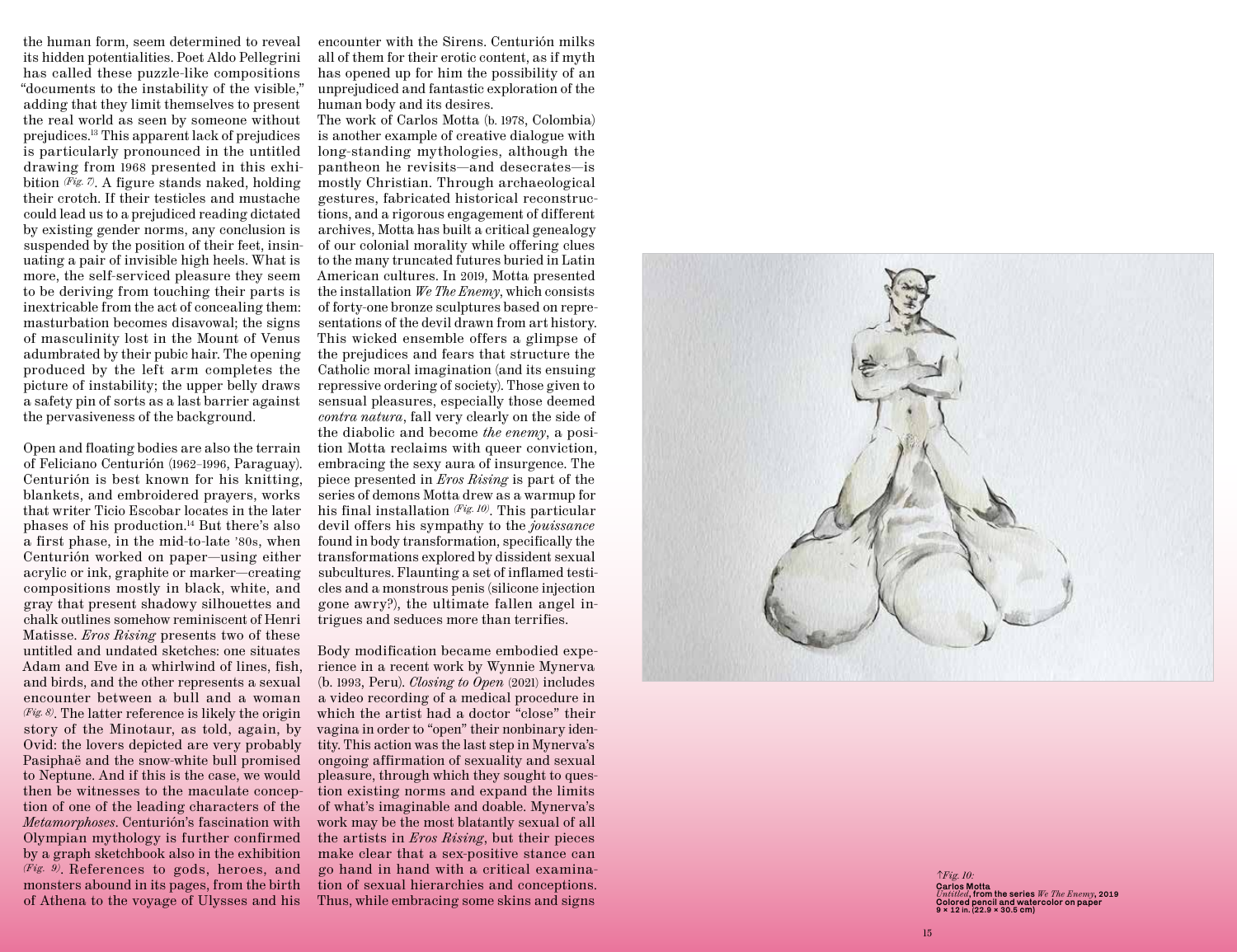the human form, seem determined to reveal its hidden potentialities. Poet Aldo Pellegrini has called these puzzle-like compositions "documents to the instability of the visible," adding that they limit themselves to present the real world as seen by someone without prejudices.[13] This apparent lack of prejudices is particularly pronounced in the untitled drawing from 1968 presented in this exhibition *(Fig. 7)*. A figure stands naked, holding their crotch. If their testicles and mustache could lead us to a prejudiced reading dictated by existing gender norms, any conclusion is suspended by the position of their feet, insinuating a pair of invisible high heels. What is more, the self-serviced pleasure they seem to be deriving from touching their parts is inextricable from the act of concealing them: masturbation becomes disavowal; the signs of masculinity lost in the Mount of Venus adumbrated by their pubic hair. The opening produced by the left arm completes the picture of instability; the upper belly draws a safety pin of sorts as a last barrier against the pervasiveness of the background.

Open and floating bodies are also the terrain of Feliciano Centurión (1962–1996, Paraguay). Centurión is best known for his knitting, blankets, and embroidered prayers, works that writer Ticio Escobar locates in the later phases of his production.[14] But there's also a first phase, in the mid-to-late '80s, when Centurión worked on paper—using either acrylic or ink, graphite or marker—creating compositions mostly in black, white, and gray that present shadowy silhouettes and chalk outlines somehow reminiscent of Henri Matisse. *Eros Rising* presents two of these untitled and undated sketches: one situates Adam and Eve in a whirlwind of lines, fish, and birds, and the other represents a sexual encounter between a bull and a woman *(Fig. 8)*. The latter reference is likely the origin story of the Minotaur, as told, again, by Ovid: the lovers depicted are very probably Pasiphaë and the snow-white bull promised to Neptune. And if this is the case, we would then be witnesses to the maculate conception of one of the leading characters of the *Metamorphoses*. Centurión's fascination with Olympian mythology is further confirmed by a graph sketchbook also in the exhibition *(Fig. 9)*. References to gods, heroes, and monsters abound in its pages, from the birth of Athena to the voyage of Ulysses and his encounter with the Sirens. Centurión milks all of them for their erotic content, as if myth has opened up for him the possibility of an unprejudiced and fantastic exploration of the human body and its desires.

The work of Carlos Motta (b. 1978, Colombia) is another example of creative dialogue with long-standing mythologies, although the pantheon he revisits—and desecrates—is mostly Christian. Through archaeological gestures, fabricated historical reconstructions, and a rigorous engagement of different archives, Motta has built a critical genealogy of our colonial morality while offering clues to the many truncated futures buried in Latin American cultures. In 2019, Motta presented the installation *We The Enemy*, which consists of forty-one bronze sculptures based on representations of the devil drawn from art history. This wicked ensemble offers a glimpse of the prejudices and fears that structure the Catholic moral imagination (and its ensuing repressive ordering of society). Those given to sensual pleasures, especially those deemed *contra natura*, fall very clearly on the side of the diabolic and become *the enemy*, a position Motta reclaims with queer conviction, embracing the sexy aura of insurgence. The piece presented in *Eros Rising* is part of the series of demons Motta drew as a warmup for his final installation *(Fig. 10)*. This particular devil offers his sympathy to the *jouissance* found in body transformation, specifically the transformations explored by dissident sexual subcultures. Flaunting a set of inflamed testicles and a monstrous penis (silicone injection gone awry?), the ultimate fallen angel intrigues and seduces more than terrifies.

Body modification became embodied experience in a recent work by Wynnie Mynerva (b. 1993, Peru). *Closing to Open* (2021) includes a video recording of a medical procedure in which the artist had a doctor "close" their vagina in order to "open" their nonbinary identity. This action was the last step in Mynerva's ongoing affirmation of sexuality and sexual pleasure, through which they sought to question existing norms and expand the limits of what's imaginable and doable. Mynerva's work may be the most blatantly sexual of all the artists in *Eros Rising*, but their pieces make clear that a sex-positive stance can go hand in hand with a critical examination of sexual hierarchies and conceptions. Thus, while embracing some skins and signs

↑*Fig. 10:*
**Carlos Motta**
***Untitled*, from the series *We The Enemy*, 2019**
**Colored pencil and watercolor on paper**
**9 × 12 in. (22.9 × 30.5 cm)**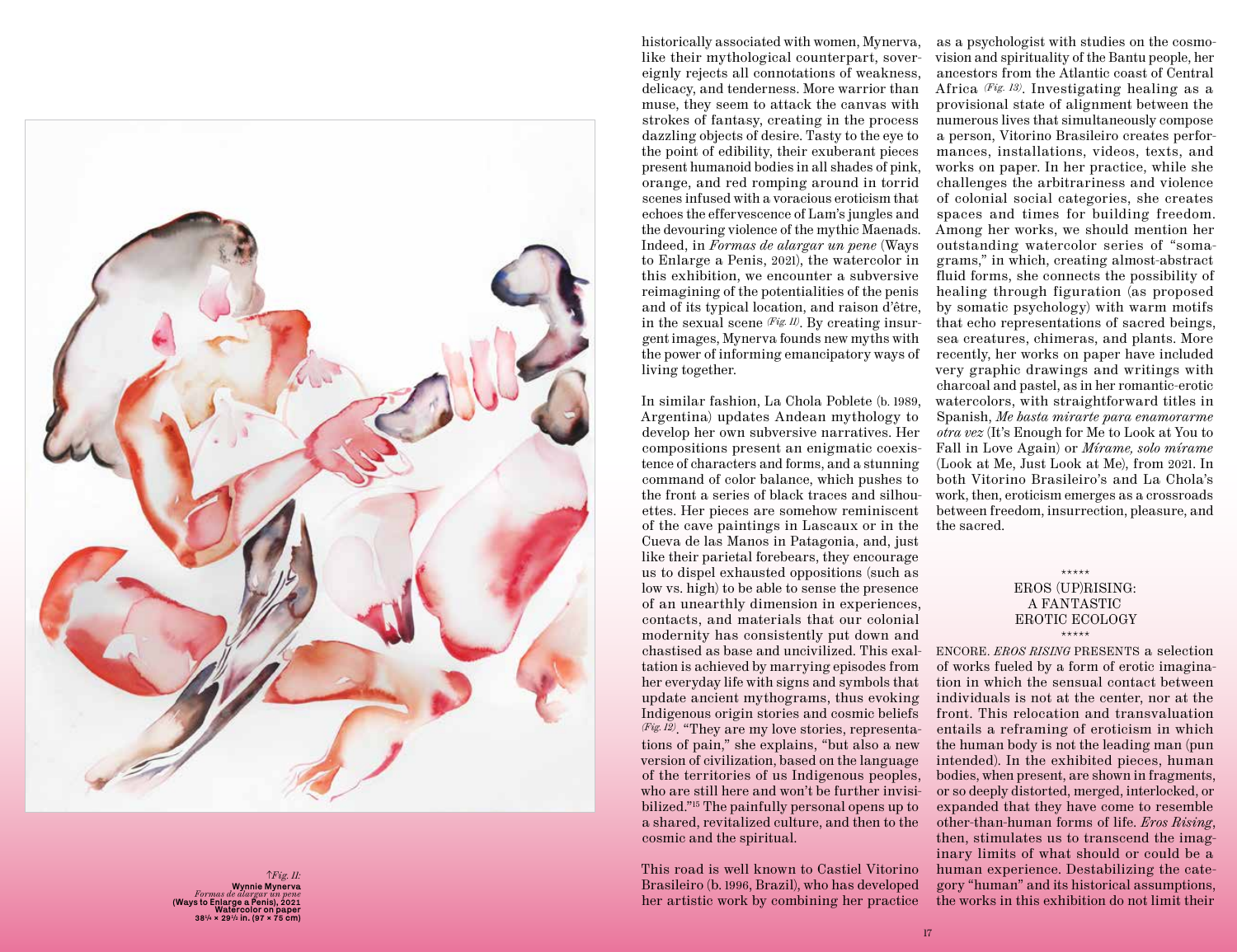↑*Fig. 11:*
**Wynnie Mynerva**
*Formas de alargar un pene*
**(Ways to Enlarge a Penis), 2021**
**Watercolor on paper**
**38¼ × 29½ in. (97 × 75 cm)**

historically associated with women, Mynerva, like their mythological counterpart, sovereignly rejects all connotations of weakness, delicacy, and tenderness. More warrior than muse, they seem to attack the canvas with strokes of fantasy, creating in the process dazzling objects of desire. Tasty to the eye to the point of edibility, their exuberant pieces present humanoid bodies in all shades of pink, orange, and red romping around in torrid scenes infused with a voracious eroticism that echoes the effervescence of Lam's jungles and the devouring violence of the mythic Maenads. Indeed, in *Formas de alargar un pene* (Ways to Enlarge a Penis, 2021), the watercolor in this exhibition, we encounter a subversive reimagining of the potentialities of the penis and of its typical location, and raison d'être, in the sexual scene *(Fig. 11)*. By creating insurgent images, Mynerva founds new myths with the power of informing emancipatory ways of living together.

In similar fashion, La Chola Poblete (b. 1989, Argentina) updates Andean mythology to develop her own subversive narratives. Her compositions present an enigmatic coexistence of characters and forms, and a stunning command of color balance, which pushes to the front a series of black traces and silhouettes. Her pieces are somehow reminiscent of the cave paintings in Lascaux or in the Cueva de las Manos in Patagonia, and, just like their parietal forebears, they encourage us to dispel exhausted oppositions (such as low vs. high) to be able to sense the presence of an unearthly dimension in experiences, contacts, and materials that our colonial modernity has consistently put down and chastised as base and uncivilized. This exaltation is achieved by marrying episodes from her everyday life with signs and symbols that update ancient mythograms, thus evoking Indigenous origin stories and cosmic beliefs *(Fig. 12)*. "They are my love stories, representations of pain," she explains, "but also a new version of civilization, based on the language of the territories of us Indigenous peoples, who are still here and won't be further invisibilized."[15] The painfully personal opens up to a shared, revitalized culture, and then to the cosmic and the spiritual.

This road is well known to Castiel Vitorino Brasileiro (b. 1996, Brazil), who has developed her artistic work by combining her practice as a psychologist with studies on the cosmovision and spirituality of the Bantu people, her ancestors from the Atlantic coast of Central Africa *(Fig. 13)*. Investigating healing as a provisional state of alignment between the numerous lives that simultaneously compose a person, Vitorino Brasileiro creates performances, installations, videos, texts, and works on paper. In her practice, while she challenges the arbitrariness and violence of colonial social categories, she creates spaces and times for building freedom. Among her works, we should mention her outstanding watercolor series of "somagrams," in which, creating almost-abstract fluid forms, she connects the possibility of healing through figuration (as proposed by somatic psychology) with warm motifs that echo representations of sacred beings, sea creatures, chimeras, and plants. More recently, her works on paper have included very graphic drawings and writings with charcoal and pastel, as in her romantic-erotic watercolors, with straightforward titles in Spanish, *Me basta mirarte para enamorarme otra vez* (It's Enough for Me to Look at You to Fall in Love Again) or *Mírame, solo mírame* (Look at Me, Just Look at Me), from 2021. In both Vitorino Brasileiro's and La Chola's work, then, eroticism emerges as a crossroads between freedom, insurrection, pleasure, and the sacred.

\*\*\*\*\*

## EROS (UP)RISING: A FANTASTIC EROTIC ECOLOGY

\*\*\*\*\*

ENCORE. *EROS RISING* PRESENTS a selection of works fueled by a form of erotic imagination in which the sensual contact between individuals is not at the center, nor at the front. This relocation and transvaluation entails a reframing of eroticism in which the human body is not the leading man (pun intended). In the exhibited pieces, human bodies, when present, are shown in fragments, or so deeply distorted, merged, interlocked, or expanded that they have come to resemble other-than-human forms of life. *Eros Rising*, then, stimulates us to transcend the imaginary limits of what should or could be a human experience. Destabilizing the category "human" and its historical assumptions, the works in this exhibition do not limit their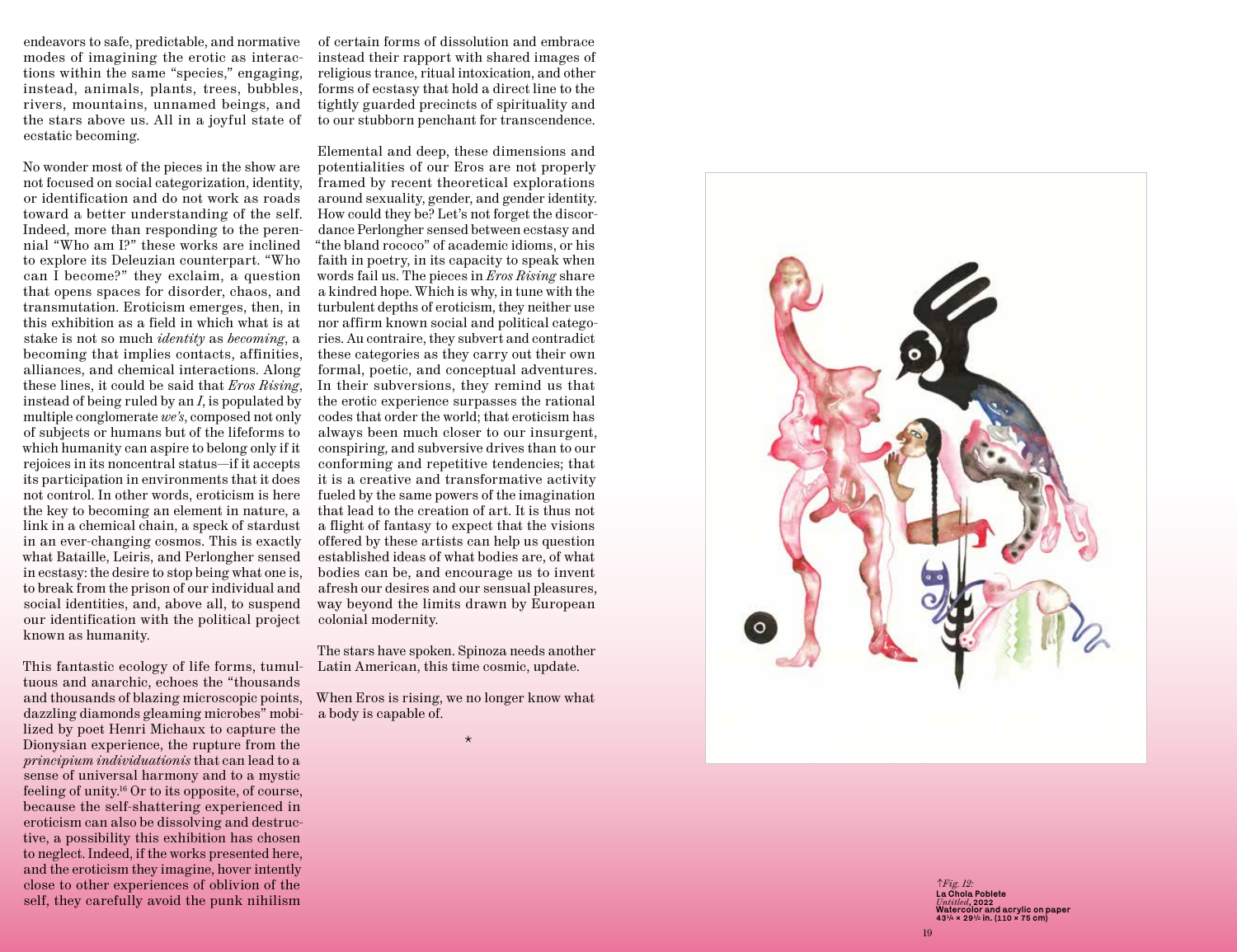endeavors to safe, predictable, and normative modes of imagining the erotic as interactions within the same "species," engaging, instead, animals, plants, trees, bubbles, rivers, mountains, unnamed beings, and the stars above us. All in a joyful state of ecstatic becoming.

No wonder most of the pieces in the show are not focused on social categorization, identity, or identification and do not work as roads toward a better understanding of the self. Indeed, more than responding to the perennial "Who am I?" these works are inclined to explore its Deleuzian counterpart. "Who can I become?" they exclaim, a question that opens spaces for disorder, chaos, and transmutation. Eroticism emerges, then, in this exhibition as a field in which what is at stake is not so much *identity* as *becoming*, a becoming that implies contacts, affinities, alliances, and chemical interactions. Along these lines, it could be said that *Eros Rising*, instead of being ruled by an *I*, is populated by multiple conglomerate *we's*, composed not only of subjects or humans but of the lifeforms to which humanity can aspire to belong only if it rejoices in its noncentral status—if it accepts its participation in environments that it does not control. In other words, eroticism is here the key to becoming an element in nature, a link in a chemical chain, a speck of stardust in an ever-changing cosmos. This is exactly what Bataille, Leiris, and Perlongher sensed in ecstasy: the desire to stop being what one is, to break from the prison of our individual and social identities, and, above all, to suspend our identification with the political project known as humanity.

This fantastic ecology of life forms, tumultuous and anarchic, echoes the "thousands and thousands of blazing microscopic points, dazzling diamonds gleaming microbes" mobilized by poet Henri Michaux to capture the Dionysian experience, the rupture from the *principium individuationis* that can lead to a sense of universal harmony and to a mystic feeling of unity.[16] Or to its opposite, of course, because the self-shattering experienced in eroticism can also be dissolving and destructive, a possibility this exhibition has chosen to neglect. Indeed, if the works presented here, and the eroticism they imagine, hover intently close to other experiences of oblivion of the self, they carefully avoid the punk nihilism of certain forms of dissolution and embrace instead their rapport with shared images of religious trance, ritual intoxication, and other forms of ecstasy that hold a direct line to the tightly guarded precincts of spirituality and to our stubborn penchant for transcendence.

Elemental and deep, these dimensions and potentialities of our Eros are not properly framed by recent theoretical explorations around sexuality, gender, and gender identity. How could they be? Let's not forget the discordance Perlongher sensed between ecstasy and "the bland rococo" of academic idioms, or his faith in poetry, in its capacity to speak when words fail us. The pieces in *Eros Rising* share a kindred hope. Which is why, in tune with the turbulent depths of eroticism, they neither use nor affirm known social and political categories. Au contraire, they subvert and contradict these categories as they carry out their own formal, poetic, and conceptual adventures. In their subversions, they remind us that the erotic experience surpasses the rational codes that order the world; that eroticism has always been much closer to our insurgent, conspiring, and subversive drives than to our conforming and repetitive tendencies; that it is a creative and transformative activity fueled by the same powers of the imagination that lead to the creation of art. It is thus not a flight of fantasy to expect that the visions offered by these artists can help us question established ideas of what bodies are, of what bodies can be, and encourage us to invent afresh our desires and our sensual pleasures, way beyond the limits drawn by European colonial modernity.

The stars have spoken. Spinoza needs another Latin American, this time cosmic, update.

When Eros is rising, we no longer know what a body is capable of.

⋆

↑*Fig. 12:*
**La Chola Poblete**
*Untitled*, **2022**
**Watercolor and acrylic on paper**
**43¼ × 29½ in. (110 × 75 cm)**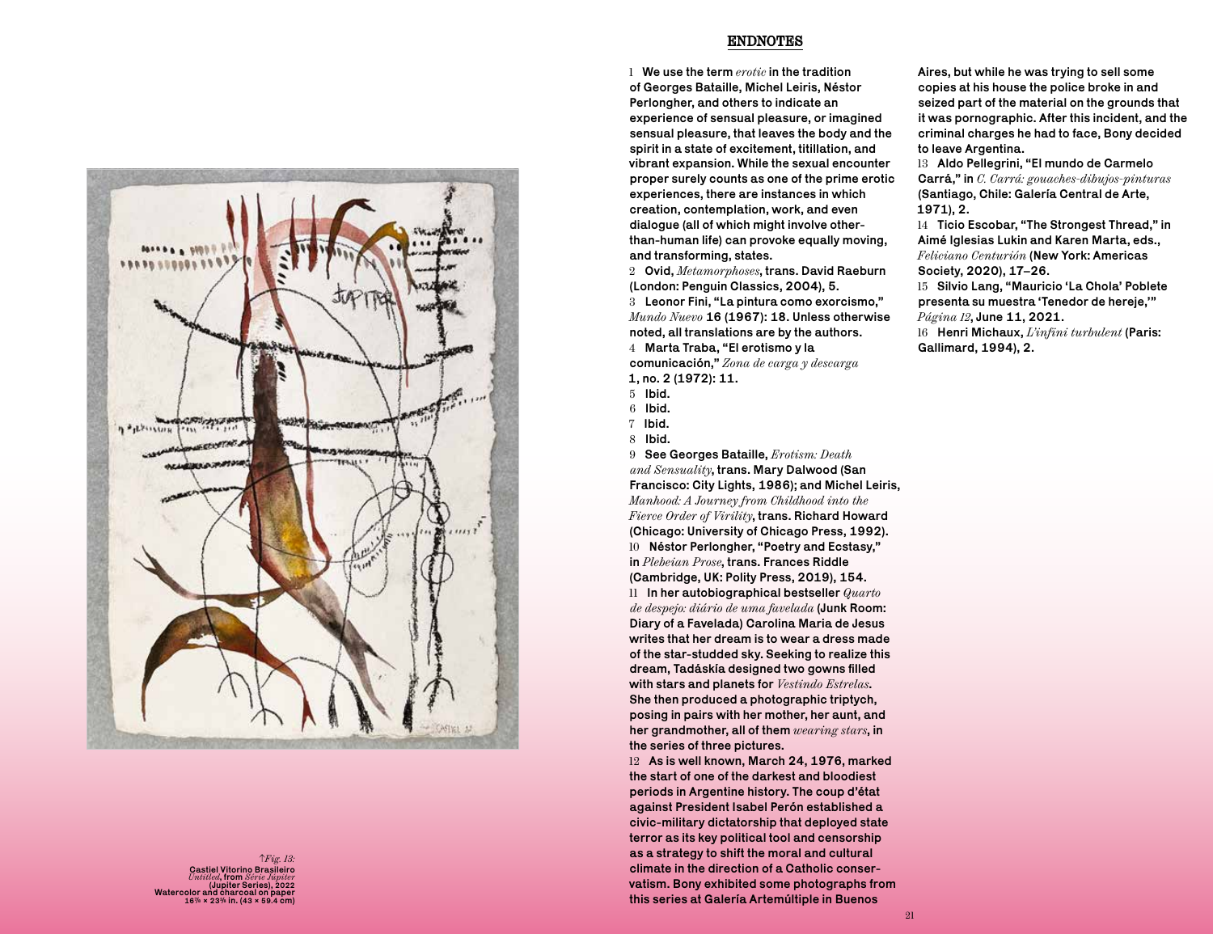Fig. 13:
**Castiel Vitorino Brasileiro**
*Untitled*, from *Série Jupiter* (Jupiter Series), 2022
Watercolor and charcoal on paper
16⅞ × 23⅜ in. (43 × 59.4 cm)

## ENDNOTES

1 We use the term *erotic* in the tradition of Georges Bataille, Michel Leiris, Néstor Perlongher, and others to indicate an experience of sensual pleasure, or imagined sensual pleasure, that leaves the body and the spirit in a state of excitement, titillation, and vibrant expansion. While the sexual encounter proper surely counts as one of the prime erotic experiences, there are instances in which creation, contemplation, work, and even dialogue (all of which might involve other-than-human life) can provoke equally moving, and transforming, states.

2 Ovid, *Metamorphoses*, trans. David Raeburn (London: Penguin Classics, 2004), 5.

3 Leonor Fini, "La pintura como exorcismo," *Mundo Nuevo* 16 (1967): 18. Unless otherwise noted, all translations are by the authors.

4 Marta Traba, "El erotismo y la comunicación," *Zona de carga y descarga* 1, no. 2 (1972): 11.

5 Ibid.

6 Ibid.

7 Ibid.

8 Ibid.

9 See Georges Bataille, *Erotism: Death and Sensuality*, trans. Mary Dalwood (San Francisco: City Lights, 1986); and Michel Leiris, *Manhood: A Journey from Childhood into the Fierce Order of Virility*, trans. Richard Howard (Chicago: University of Chicago Press, 1992).

10 Néstor Perlongher, "Poetry and Ecstasy," in *Plebeian Prose*, trans. Frances Riddle (Cambridge, UK: Polity Press, 2019), 154.

11 In her autobiographical bestseller *Quarto de despejo: diário de uma favelada* (Junk Room: Diary of a Favelada) Carolina Maria de Jesus writes that her dream is to wear a dress made of the star-studded sky. Seeking to realize this dream, Tadáskía designed two gowns filled with stars and planets for *Vestindo Estrelas*. She then produced a photographic triptych, posing in pairs with her mother, her aunt, and her grandmother, all of them *wearing stars*, in the series of three pictures.

12 As is well known, March 24, 1976, marked the start of one of the darkest and bloodiest periods in Argentine history. The coup d'état against President Isabel Perón established a civic-military dictatorship that deployed state terror as its key political tool and censorship as a strategy to shift the moral and cultural climate in the direction of a Catholic conservatism. Bony exhibited some photographs from this series at Galería Artemúltiple in Buenos Aires, but while he was trying to sell some copies at his house the police broke in and seized part of the material on the grounds that it was pornographic. After this incident, and the criminal charges he had to face, Bony decided to leave Argentina.

13 Aldo Pellegrini, "El mundo de Carmelo Carrá," in *C. Carrá: gouaches-dibujos-pinturas* (Santiago, Chile: Galería Central de Arte, 1971), 2.

14 Ticio Escobar, "The Strongest Thread," in Aimé Iglesias Lukin and Karen Marta, eds., *Feliciano Centurión* (New York: Americas Society, 2020), 17–26.

15 Silvio Lang, "Mauricio 'La Chola' Poblete presenta su muestra 'Tenedor de hereje,'" *Página 12*, June 11, 2021.

16 Henri Michaux, *L'infini turbulent* (Paris: Gallimard, 1994), 2.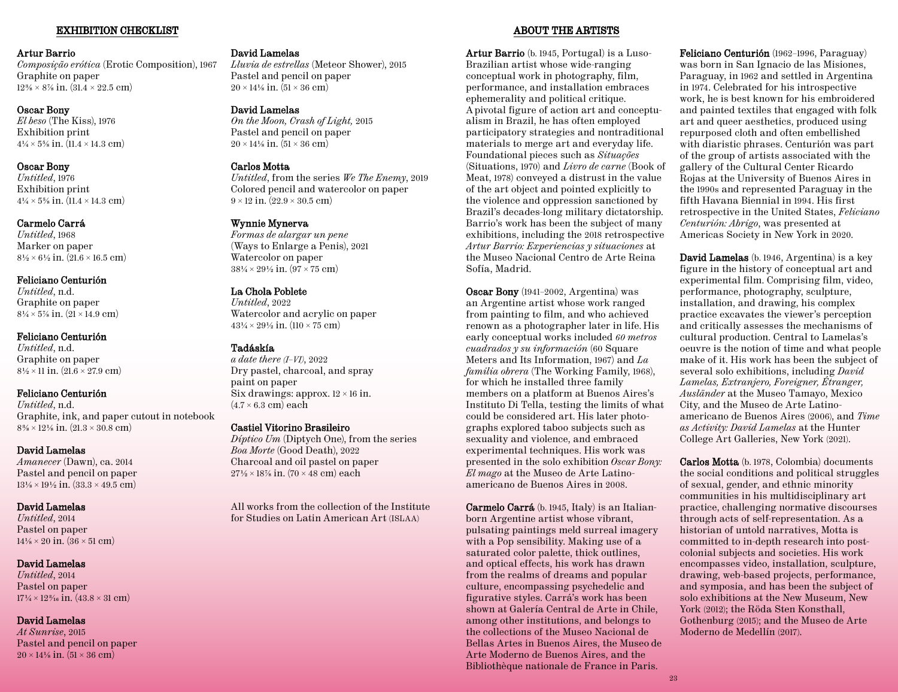## EXHIBITION CHECKLIST

**Artur Barrio**
*Composição erótica* (Erotic Composition), 1967
Graphite on paper
12⅜ × 8⅞ in. (31.4 × 22.5 cm)

**Oscar Bony**
*El beso* (The Kiss), 1976
Exhibition print
4¼ × 5⅝ in. (11.4 × 14.3 cm)

**Oscar Bony**
*Untitled*, 1976
Exhibition print
4¼ × 5⅝ in. (11.4 × 14.3 cm)

**Carmelo Carrá**
*Untitled*, 1968
Marker on paper
8½ × 6½ in. (21.6 × 16.5 cm)

**Feliciano Centurión**
*Untitled*, n.d.
Graphite on paper
8¼ × 5⅞ in. (21 × 14.9 cm)

**Feliciano Centurión**
*Untitled*, n.d.
Graphite on paper
8½ × 11 in. (21.6 × 27.9 cm)

**Feliciano Centurión**
*Untitled*, n.d.
Graphite, ink, and paper cutout in notebook
8⅜ × 12⅛ in. (21.3 × 30.8 cm)

**David Lamelas**
*Amanecer* (Dawn), ca. 2014
Pastel and pencil on paper
13⅛ × 19½ in. (33.3 × 49.5 cm)

**David Lamelas**
*Untitled*, 2014
Pastel on paper
14⅛ × 20 in. (36 × 51 cm)

**David Lamelas**
*Untitled*, 2014
Pastel on paper
17¼ × 12³⁄₁₆ in. (43.8 × 31 cm)

**David Lamelas**
*At Sunrise*, 2015
Pastel and pencil on paper
20 × 14⅛ in. (51 × 36 cm)

**David Lamelas**
*Lluvia de estrellas* (Meteor Shower), 2015
Pastel and pencil on paper
20 × 14⅛ in. (51 × 36 cm)

**David Lamelas**
*On the Moon, Crash of Light,* 2015
Pastel and pencil on paper
20 × 14⅛ in. (51 × 36 cm)

**Carlos Motta**
*Untitled*, from the series *We The Enemy*, 2019
Colored pencil and watercolor on paper
9 × 12 in. (22.9 × 30.5 cm)

**Wynnie Mynerva**
*Formas de alargar un pene* (Ways to Enlarge a Penis), 2021
Watercolor on paper
38¼ × 29½ in. (97 × 75 cm)

**La Chola Poblete**
*Untitled*, 2022
Watercolor and acrylic on paper
43¼ × 29½ in. (110 × 75 cm)

**Tadáskía**
*a date there (I–VI)*, 2022
Dry pastel, charcoal, and spray paint on paper
Six drawings: approx. 12 × 16 in. (4.7 × 6.3 cm) each

**Castiel Vitorino Brasileiro**
*Díptico Um* (Diptych One), from the series *Boa Morte* (Good Death), 2022
Charcoal and oil pastel on paper
27½ × 18⅞ in. (70 × 48 cm) each

All works from the collection of the Institute for Studies on Latin American Art (ISLAA)

## ABOUT THE ARTISTS

**Artur Barrio** (b. 1945, Portugal) is a Luso-Brazilian artist whose wide-ranging conceptual work in photography, film, performance, and installation embraces ephemerality and political critique. A pivotal figure of action art and conceptualism in Brazil, he has often employed participatory strategies and nontraditional materials to merge art and everyday life. Foundational pieces such as *Situações* (Situations, 1970) and *Livro de carne* (Book of Meat, 1978) conveyed a distrust in the value of the art object and pointed explicitly to the violence and oppression sanctioned by Brazil's decades-long military dictatorship. Barrio's work has been the subject of many exhibitions, including the 2018 retrospective *Artur Barrio: Experiencias y situaciones* at the Museo Nacional Centro de Arte Reina Sofía, Madrid.

**Oscar Bony** (1941–2002, Argentina) was an Argentine artist whose work ranged from painting to film, and who achieved renown as a photographer later in life. His early conceptual works included *60 metros cuadrados y su información* (60 Square Meters and Its Information, 1967) and *La familia obrera* (The Working Family, 1968), for which he installed three family members on a platform at Buenos Aires's Instituto Di Tella, testing the limits of what could be considered art. His later photographs explored taboo subjects such as sexuality and violence, and embraced experimental techniques. His work was presented in the solo exhibition *Oscar Bony: El mago* at the Museo de Arte Latinoamericano de Buenos Aires in 2008.

**Carmelo Carrá** (b. 1945, Italy) is an Italian-born Argentine artist whose vibrant, pulsating paintings meld surreal imagery with a Pop sensibility. Making use of a saturated color palette, thick outlines, and optical effects, his work has drawn from the realms of dreams and popular culture, encompassing psychedelic and figurative styles. Carrá's work has been shown at Galería Central de Arte in Chile, among other institutions, and belongs to the collections of the Museo Nacional de Bellas Artes in Buenos Aires, the Museo de Arte Moderno de Buenos Aires, and the Bibliothèque nationale de France in Paris.

**Feliciano Centurión** (1962–1996, Paraguay) was born in San Ignacio de las Misiones, Paraguay, in 1962 and settled in Argentina in 1974. Celebrated for his introspective work, he is best known for his embroidered and painted textiles that engaged with folk art and queer aesthetics, produced using repurposed cloth and often embellished with diaristic phrases. Centurión was part of the group of artists associated with the gallery of the Cultural Center Ricardo Rojas at the University of Buenos Aires in the 1990s and represented Paraguay in the fifth Havana Biennial in 1994. His first retrospective in the United States, *Feliciano Centurión: Abrigo*, was presented at Americas Society in New York in 2020.

**David Lamelas** (b. 1946, Argentina) is a key figure in the history of conceptual art and experimental film. Comprising film, video, performance, photography, sculpture, installation, and drawing, his complex practice excavates the viewer's perception and critically assesses the mechanisms of cultural production. Central to Lamelas's oeuvre is the notion of time and what people make of it. His work has been the subject of several solo exhibitions, including *David Lamelas, Extranjero, Foreigner, Étranger, Ausländer* at the Museo Tamayo, Mexico City, and the Museo de Arte Latinoamericano de Buenos Aires (2006), and *Time as Activity: David Lamelas* at the Hunter College Art Galleries, New York (2021).

**Carlos Motta** (b. 1978, Colombia) documents the social conditions and political struggles of sexual, gender, and ethnic minority communities in his multidisciplinary art practice, challenging normative discourses through acts of self-representation. As a historian of untold narratives, Motta is committed to in-depth research into postcolonial subjects and societies. His work encompasses video, installation, sculpture, drawing, web-based projects, performance, and symposia, and has been the subject of solo exhibitions at the New Museum, New York (2012); the Röda Sten Konsthall, Gothenburg (2015); and the Museo de Arte Moderno de Medellín (2017).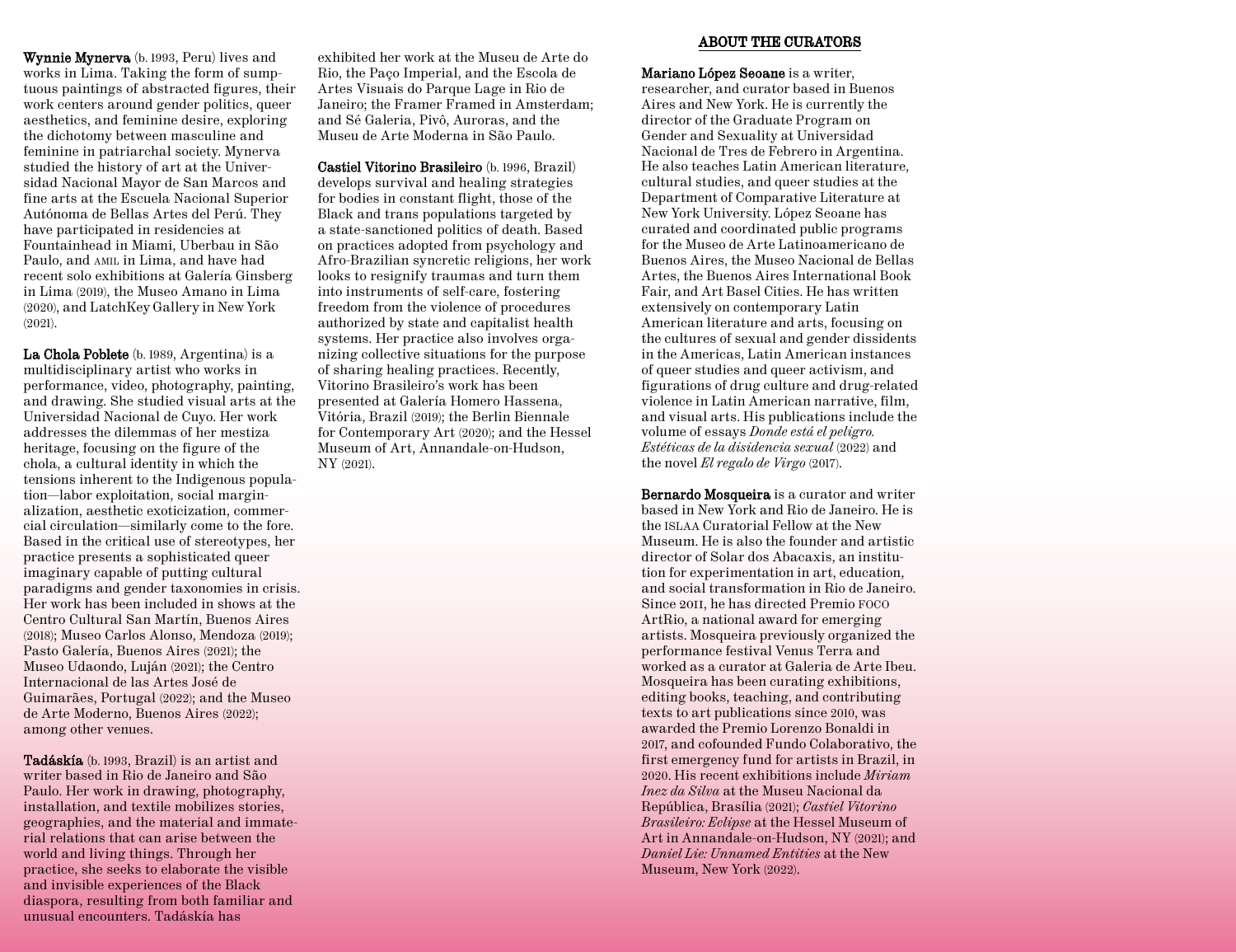**Wynnie Mynerva** (b. 1993, Peru) lives and works in Lima. Taking the form of sumptuous paintings of abstracted figures, their work centers around gender politics, queer aesthetics, and feminine desire, exploring the dichotomy between masculine and feminine in patriarchal society. Mynerva studied the history of art at the Universidad Nacional Mayor de San Marcos and fine arts at the Escuela Nacional Superior Autónoma de Bellas Artes del Perú. They have participated in residencies at Fountainhead in Miami, Uberbau in São Paulo, and AMIL in Lima, and have had recent solo exhibitions at Galería Ginsberg in Lima (2019), the Museo Amano in Lima (2020), and LatchKey Gallery in New York (2021).

**La Chola Poblete** (b. 1989, Argentina) is a multidisciplinary artist who works in performance, video, photography, painting, and drawing. She studied visual arts at the Universidad Nacional de Cuyo. Her work addresses the dilemmas of her mestiza heritage, focusing on the figure of the chola, a cultural identity in which the tensions inherent to the Indigenous population—labor exploitation, social marginalization, aesthetic exoticization, commercial circulation—similarly come to the fore. Based in the critical use of stereotypes, her practice presents a sophisticated queer imaginary capable of putting cultural paradigms and gender taxonomies in crisis. Her work has been included in shows at the Centro Cultural San Martín, Buenos Aires (2018); Museo Carlos Alonso, Mendoza (2019); Pasto Galería, Buenos Aires (2021); the Museo Udaondo, Luján (2021); the Centro Internacional de las Artes José de Guimarães, Portugal (2022); and the Museo de Arte Moderno, Buenos Aires (2022); among other venues.

**Tadáskía** (b. 1993, Brazil) is an artist and writer based in Rio de Janeiro and São Paulo. Her work in drawing, photography, installation, and textile mobilizes stories, geographies, and the material and immaterial relations that can arise between the world and living things. Through her practice, she seeks to elaborate the visible and invisible experiences of the Black diaspora, resulting from both familiar and unusual encounters. Tadáskía has exhibited her work at the Museu de Arte do Rio, the Paço Imperial, and the Escola de Artes Visuais do Parque Lage in Rio de Janeiro; the Framer Framed in Amsterdam; and Sé Galeria, Pivô, Auroras, and the Museu de Arte Moderna in São Paulo.

**Castiel Vitorino Brasileiro** (b. 1996, Brazil) develops survival and healing strategies for bodies in constant flight, those of the Black and trans populations targeted by a state-sanctioned politics of death. Based on practices adopted from psychology and Afro-Brazilian syncretic religions, her work looks to resignify traumas and turn them into instruments of self-care, fostering freedom from the violence of procedures authorized by state and capitalist health systems. Her practice also involves organizing collective situations for the purpose of sharing healing practices. Recently, Vitorino Brasileiro's work has been presented at Galería Homero Hassena, Vitória, Brazil (2019); the Berlin Biennale for Contemporary Art (2020); and the Hessel Museum of Art, Annandale-on-Hudson, NY (2021).

## ABOUT THE CURATORS

**Mariano López Seoane** is a writer, researcher, and curator based in Buenos Aires and New York. He is currently the director of the Graduate Program on Gender and Sexuality at Universidad Nacional de Tres de Febrero in Argentina. He also teaches Latin American literature, cultural studies, and queer studies at the Department of Comparative Literature at New York University. López Seoane has curated and coordinated public programs for the Museo de Arte Latinoamericano de Buenos Aires, the Museo Nacional de Bellas Artes, the Buenos Aires International Book Fair, and Art Basel Cities. He has written extensively on contemporary Latin American literature and arts, focusing on the cultures of sexual and gender dissidents in the Americas, Latin American instances of queer studies and queer activism, and figurations of drug culture and drug-related violence in Latin American narrative, film, and visual arts. His publications include the volume of essays *Donde está el peligro. Estéticas de la disidencia sexual* (2022) and the novel *El regalo de Virgo* (2017).

**Bernardo Mosqueira** is a curator and writer based in New York and Rio de Janeiro. He is the ISLAA Curatorial Fellow at the New Museum. He is also the founder and artistic director of Solar dos Abacaxis, an institution for experimentation in art, education, and social transformation in Rio de Janeiro. Since 2011, he has directed Premio FOCO ArtRio, a national award for emerging artists. Mosqueira previously organized the performance festival Venus Terra and worked as a curator at Galeria de Arte Ibeu. Mosqueira has been curating exhibitions, editing books, teaching, and contributing texts to art publications since 2010, was awarded the Premio Lorenzo Bonaldi in 2017, and cofounded Fundo Colaborativo, the first emergency fund for artists in Brazil, in 2020. His recent exhibitions include *Miriam Inez da Silva* at the Museu Nacional da República, Brasília (2021); *Castiel Vitorino Brasileiro: Eclipse* at the Hessel Museum of Art in Annandale-on-Hudson, NY (2021); and *Daniel Lie: Unnamed Entities* at the New Museum, New York (2022).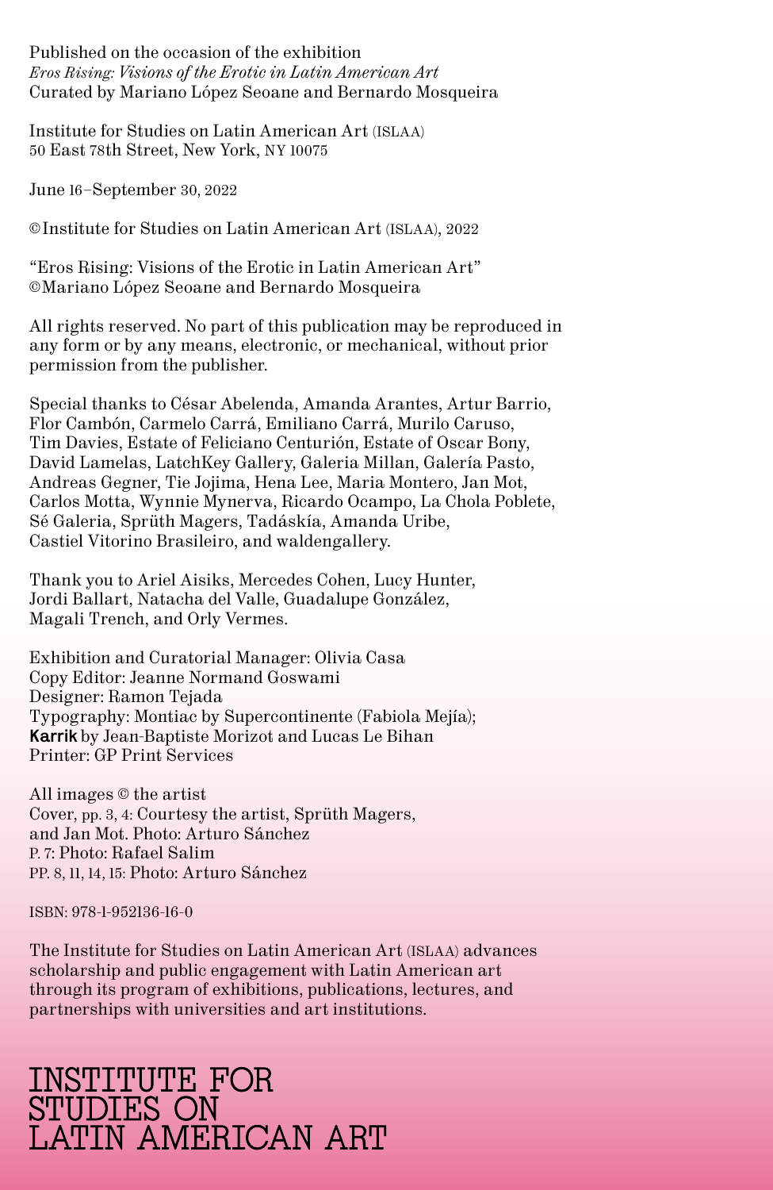Published on the occasion of the exhibition
*Eros Rising: Visions of the Erotic in Latin American Art*
Curated by Mariano López Seoane and Bernardo Mosqueira

Institute for Studies on Latin American Art (ISLAA)
50 East 78th Street, New York, NY 10075

June 16–September 30, 2022

©Institute for Studies on Latin American Art (ISLAA), 2022

"Eros Rising: Visions of the Erotic in Latin American Art"
©Mariano López Seoane and Bernardo Mosqueira

All rights reserved. No part of this publication may be reproduced in any form or by any means, electronic, or mechanical, without prior permission from the publisher.

Special thanks to César Abelenda, Amanda Arantes, Artur Barrio, Flor Cambón, Carmelo Carrá, Emiliano Carrá, Murilo Caruso, Tim Davies, Estate of Feliciano Centurión, Estate of Oscar Bony, David Lamelas, LatchKey Gallery, Galeria Millan, Galería Pasto, Andreas Gegner, Tie Jojima, Hena Lee, Maria Montero, Jan Mot, Carlos Motta, Wynnie Mynerva, Ricardo Ocampo, La Chola Poblete, Sé Galeria, Sprüth Magers, Tadáskía, Amanda Uribe, Castiel Vitorino Brasileiro, and waldengallery.

Thank you to Ariel Aisiks, Mercedes Cohen, Lucy Hunter, Jordi Ballart, Natacha del Valle, Guadalupe González, Magali Trench, and Orly Vermes.

Exhibition and Curatorial Manager: Olivia Casa
Copy Editor: Jeanne Normand Goswami
Designer: Ramon Tejada
Typography: Montiac by Supercontinente (Fabiola Mejía); **Karrik** by Jean-Baptiste Morizot and Lucas Le Bihan
Printer: GP Print Services

All images © the artist
Cover, pp. 3, 4: Courtesy the artist, Sprüth Magers, and Jan Mot. Photo: Arturo Sánchez
P. 7: Photo: Rafael Salim
PP. 8, 11, 14, 15: Photo: Arturo Sánchez

ISBN: 978-1-952136-16-0

The Institute for Studies on Latin American Art (ISLAA) advances scholarship and public engagement with Latin American art through its program of exhibitions, publications, lectures, and partnerships with universities and art institutions.

INSTITUTE FOR
STUDIES ON
LATIN AMERICAN ART